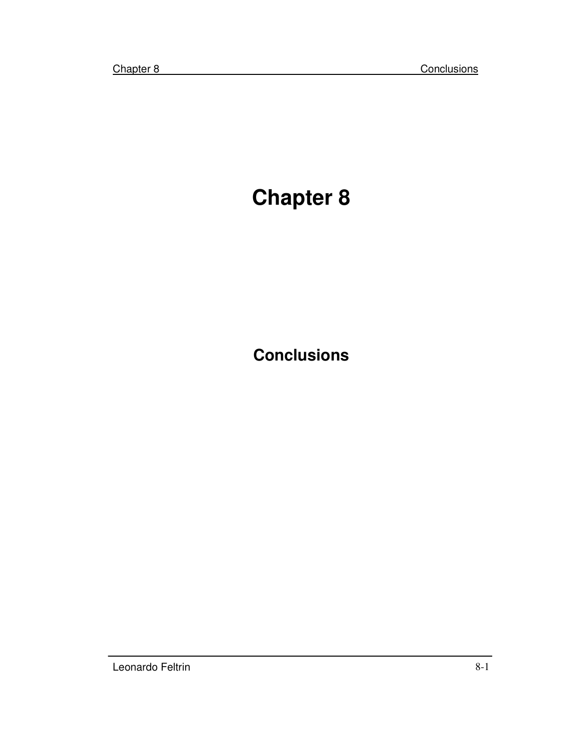# Chapter 8

## Conclusions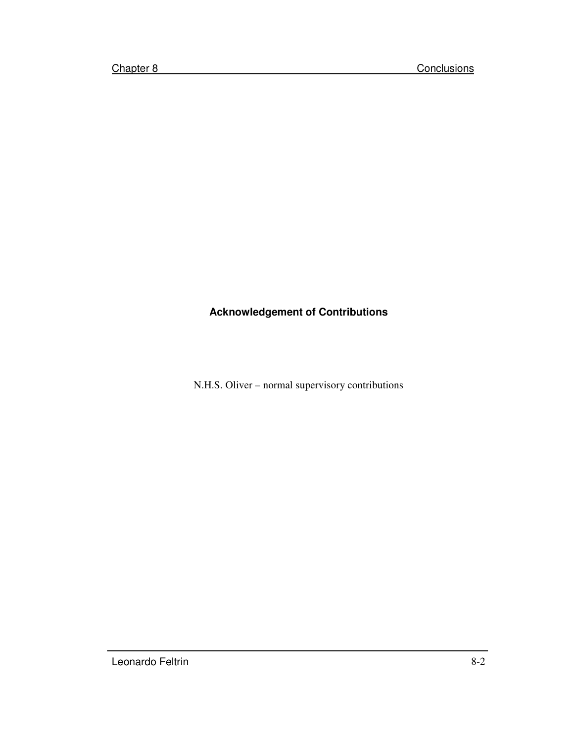**Acknowledgement of Contributions**

N.H.S. Oliver – normal supervisory contributions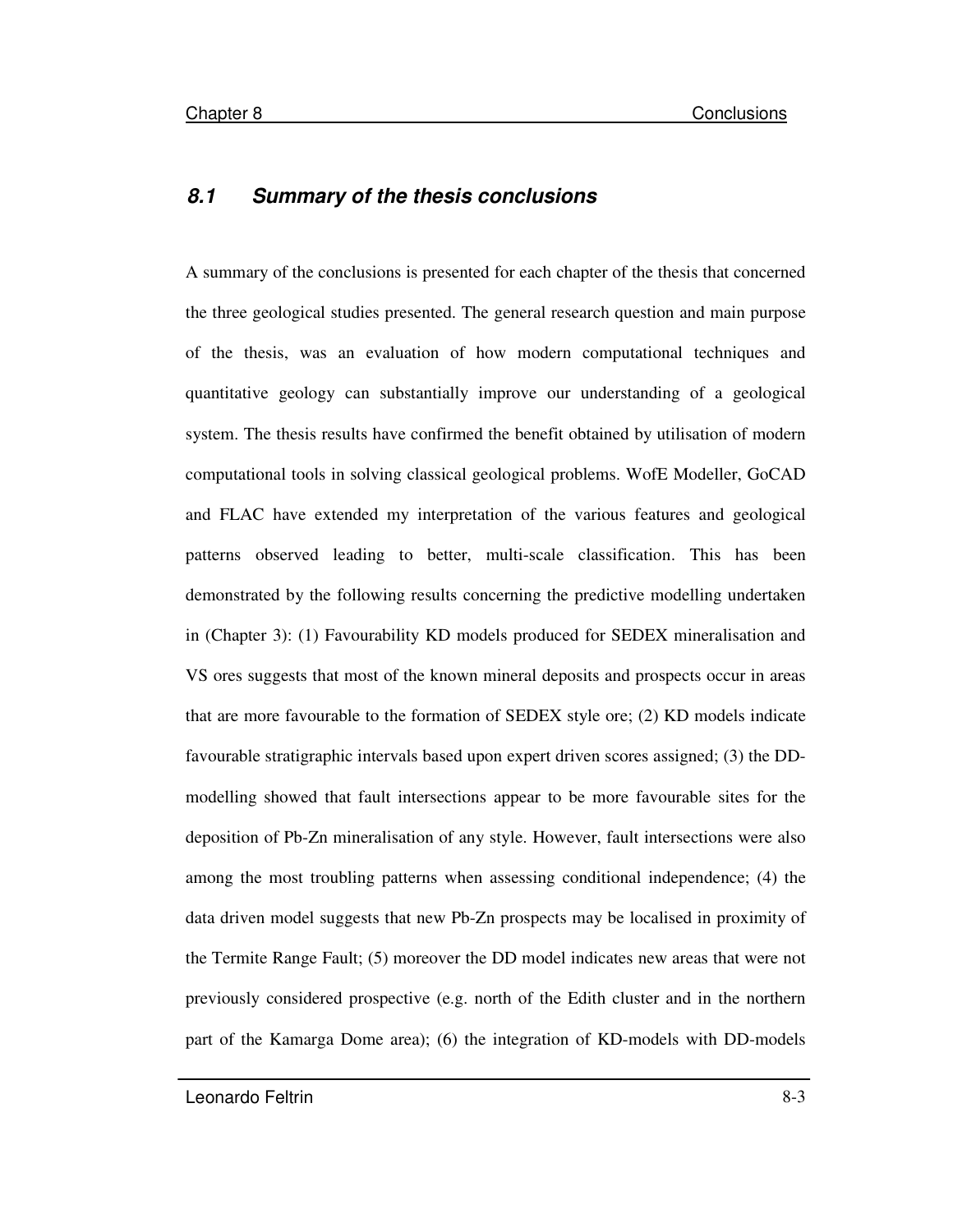## *8.1 Summary of the thesis conclusions*

A summary of the conclusions is presented for each chapter of the thesis that concerned the three geological studies presented. The general research question and main purpose of the thesis, was an evaluation of how modern computational techniques and quantitative geology can substantially improve our understanding of a geological system. The thesis results have confirmed the benefit obtained by utilisation of modern computational tools in solving classical geological problems. WofE Modeller, GoCAD and FLAC have extended my interpretation of the various features and geological patterns observed leading to better, multi-scale classification. This has been demonstrated by the following results concerning the predictive modelling undertaken in (Chapter 3): (1) Favourability KD models produced for SEDEX mineralisation and VS ores suggests that most of the known mineral deposits and prospects occur in areas that are more favourable to the formation of SEDEX style ore; (2) KD models indicate favourable stratigraphic intervals based upon expert driven scores assigned; (3) the DD-modelling showed that fault intersections appear to be more favourable sites for the deposition of Pb-Zn mineralisation of any style. However, fault intersections were also among the most troubling patterns when assessing conditional independence; (4) the data driven model suggests that new Pb-Zn prospects may be localised in proximity of the Termite Range Fault; (5) moreover the DD model indicates new areas that were not previously considered prospective (e.g. north of the Edith cluster and in the northern part of the Kamarga Dome area); (6) the integration of KD-models with DD-models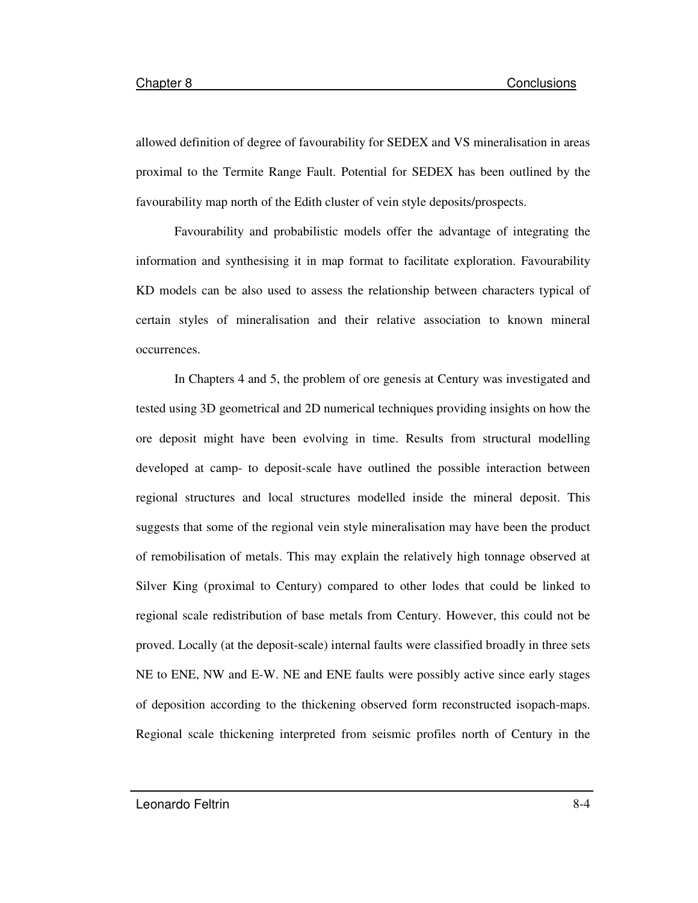allowed definition of degree of favourability for SEDEX and VS mineralisation in areas proximal to the Termite Range Fault. Potential for SEDEX has been outlined by the favourability map north of the Edith cluster of vein style deposits/prospects.

Favourability and probabilistic models offer the advantage of integrating the information and synthesising it in map format to facilitate exploration. Favourability KD models can be also used to assess the relationship between characters typical of certain styles of mineralisation and their relative association to known mineral occurrences.

In Chapters 4 and 5, the problem of ore genesis at Century was investigated and tested using 3D geometrical and 2D numerical techniques providing insights on how the ore deposit might have been evolving in time. Results from structural modelling developed at camp- to deposit-scale have outlined the possible interaction between regional structures and local structures modelled inside the mineral deposit. This suggests that some of the regional vein style mineralisation may have been the product of remobilisation of metals. This may explain the relatively high tonnage observed at Silver King (proximal to Century) compared to other lodes that could be linked to regional scale redistribution of base metals from Century. However, this could not be proved. Locally (at the deposit-scale) internal faults were classified broadly in three sets NE to ENE, NW and E-W. NE and ENE faults were possibly active since early stages of deposition according to the thickening observed form reconstructed isopach-maps. Regional scale thickening interpreted from seismic profiles north of Century in the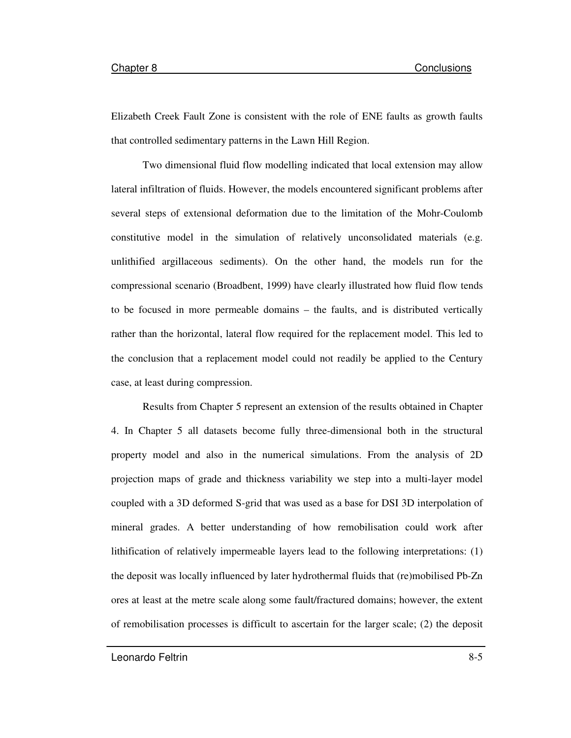Elizabeth Creek Fault Zone is consistent with the role of ENE faults as growth faults that controlled sedimentary patterns in the Lawn Hill Region.

Two dimensional fluid flow modelling indicated that local extension may allow lateral infiltration of fluids. However, the models encountered significant problems after several steps of extensional deformation due to the limitation of the Mohr-Coulomb constitutive model in the simulation of relatively unconsolidated materials (e.g. unlithified argillaceous sediments). On the other hand, the models run for the compressional scenario (Broadbent, 1999) have clearly illustrated how fluid flow tends to be focused in more permeable domains – the faults, and is distributed vertically rather than the horizontal, lateral flow required for the replacement model. This led to the conclusion that a replacement model could not readily be applied to the Century case, at least during compression.

Results from Chapter 5 represent an extension of the results obtained in Chapter 4. In Chapter 5 all datasets become fully three-dimensional both in the structural property model and also in the numerical simulations. From the analysis of 2D projection maps of grade and thickness variability we step into a multi-layer model coupled with a 3D deformed S-grid that was used as a base for DSI 3D interpolation of mineral grades. A better understanding of how remobilisation could work after lithification of relatively impermeable layers lead to the following interpretations: (1) the deposit was locally influenced by later hydrothermal fluids that (re)mobilised Pb-Zn ores at least at the metre scale along some fault/fractured domains; however, the extent of remobilisation processes is difficult to ascertain for the larger scale; (2) the deposit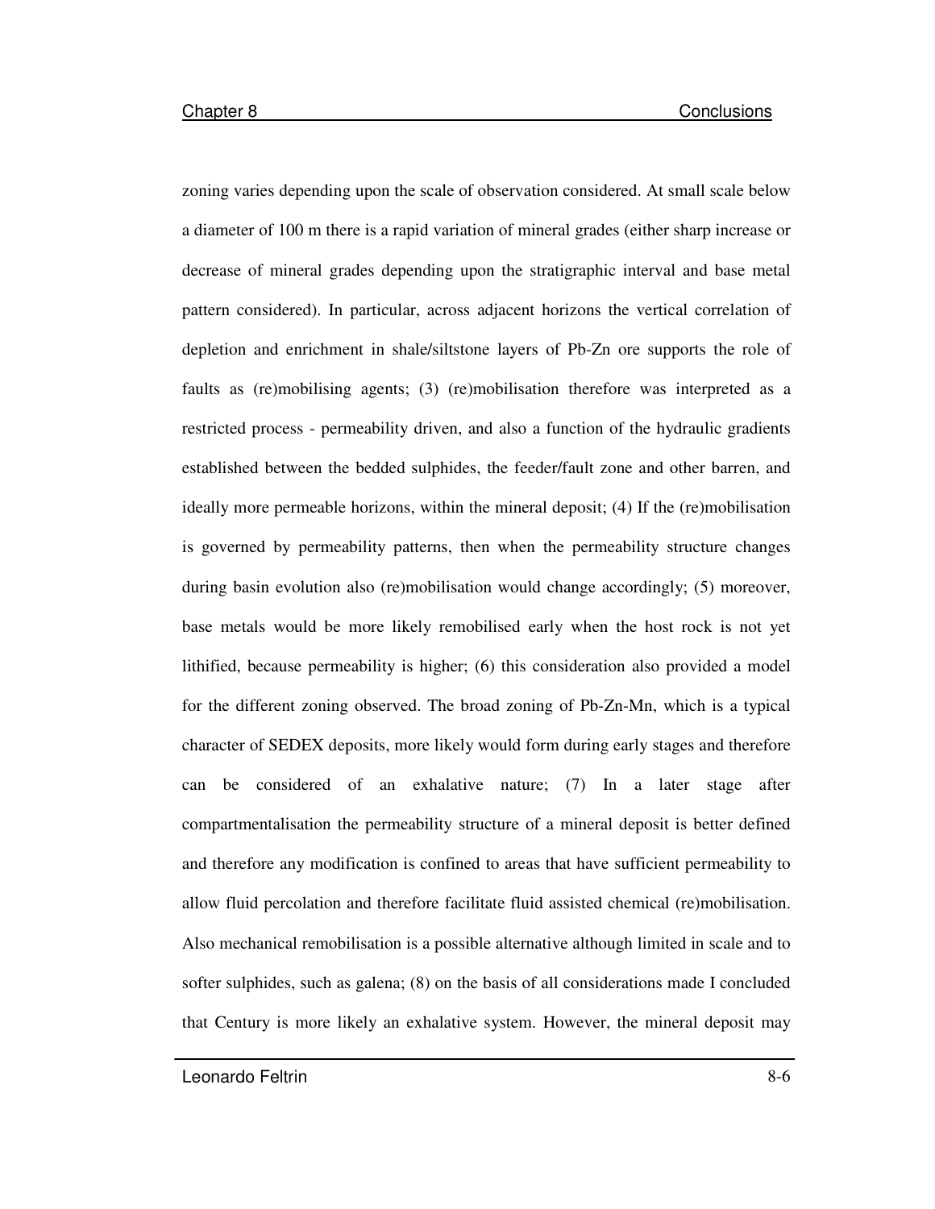zoning varies depending upon the scale of observation considered. At small scale below a diameter of 100 m there is a rapid variation of mineral grades (either sharp increase or decrease of mineral grades depending upon the stratigraphic interval and base metal pattern considered). In particular, across adjacent horizons the vertical correlation of depletion and enrichment in shale/siltstone layers of Pb-Zn ore supports the role of faults as (re)mobilising agents; (3) (re)mobilisation therefore was interpreted as a restricted process - permeability driven, and also a function of the hydraulic gradients established between the bedded sulphides, the feeder/fault zone and other barren, and ideally more permeable horizons, within the mineral deposit; (4) If the (re)mobilisation is governed by permeability patterns, then when the permeability structure changes during basin evolution also (re)mobilisation would change accordingly; (5) moreover, base metals would be more likely remobilised early when the host rock is not yet lithified, because permeability is higher; (6) this consideration also provided a model for the different zoning observed. The broad zoning of Pb-Zn-Mn, which is a typical character of SEDEX deposits, more likely would form during early stages and therefore can be considered of an exhalative nature; (7) In a later stage after compartmentalisation the permeability structure of a mineral deposit is better defined and therefore any modification is confined to areas that have sufficient permeability to allow fluid percolation and therefore facilitate fluid assisted chemical (re)mobilisation. Also mechanical remobilisation is a possible alternative although limited in scale and to softer sulphides, such as galena; (8) on the basis of all considerations made I concluded that Century is more likely an exhalative system. However, the mineral deposit may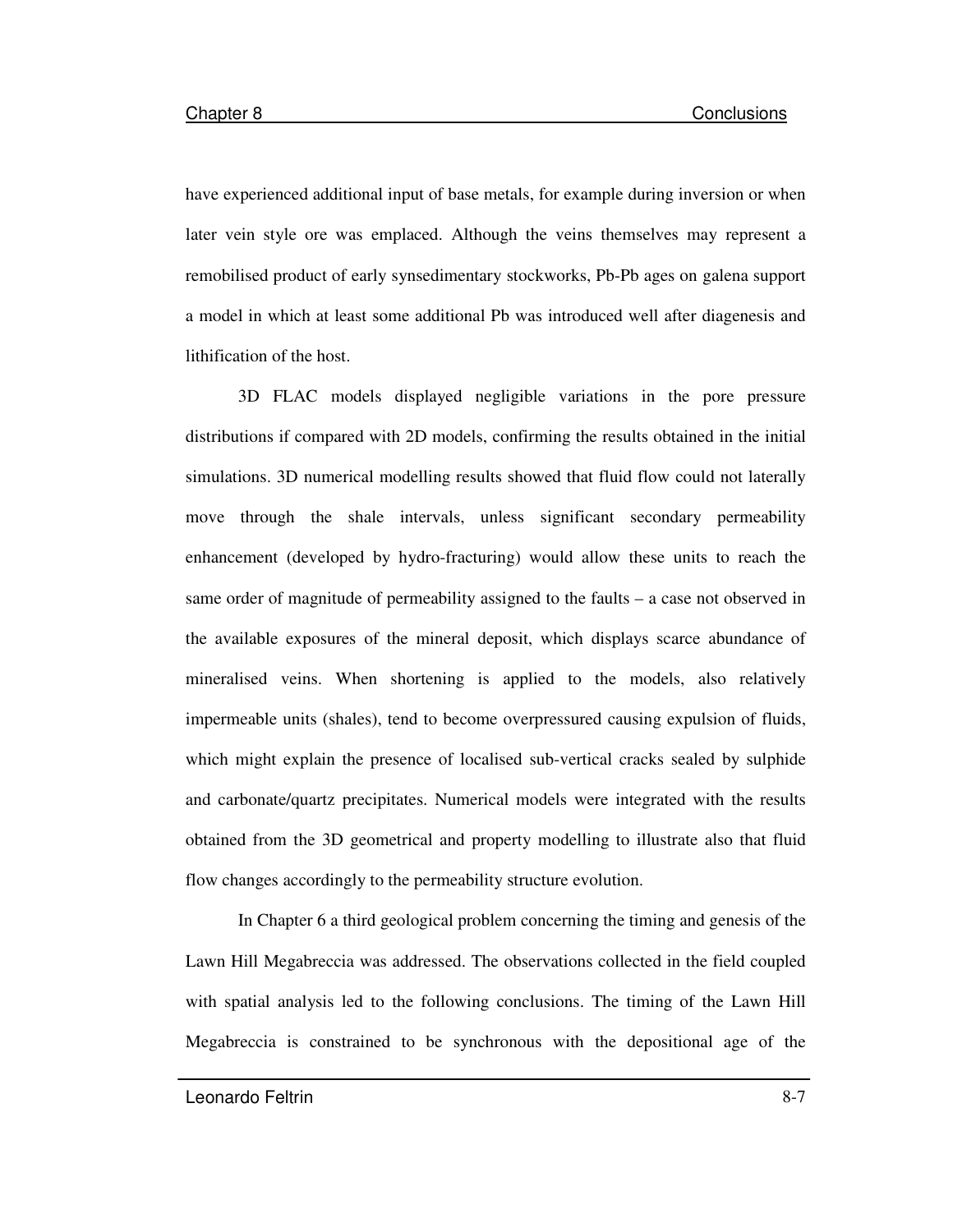have experienced additional input of base metals, for example during inversion or when later vein style ore was emplaced. Although the veins themselves may represent a remobilised product of early synsedimentary stockworks, Pb-Pb ages on galena support a model in which at least some additional Pb was introduced well after diagenesis and lithification of the host.

3D FLAC models displayed negligible variations in the pore pressure distributions if compared with 2D models, confirming the results obtained in the initial simulations. 3D numerical modelling results showed that fluid flow could not laterally move through the shale intervals, unless significant secondary permeability enhancement (developed by hydro-fracturing) would allow these units to reach the same order of magnitude of permeability assigned to the faults – a case not observed in the available exposures of the mineral deposit, which displays scarce abundance of mineralised veins. When shortening is applied to the models, also relatively impermeable units (shales), tend to become overpressured causing expulsion of fluids, which might explain the presence of localised sub-vertical cracks sealed by sulphide and carbonate/quartz precipitates. Numerical models were integrated with the results obtained from the 3D geometrical and property modelling to illustrate also that fluid flow changes accordingly to the permeability structure evolution.

In Chapter 6 a third geological problem concerning the timing and genesis of the Lawn Hill Megabreccia was addressed. The observations collected in the field coupled with spatial analysis led to the following conclusions. The timing of the Lawn Hill Megabreccia is constrained to be synchronous with the depositional age of the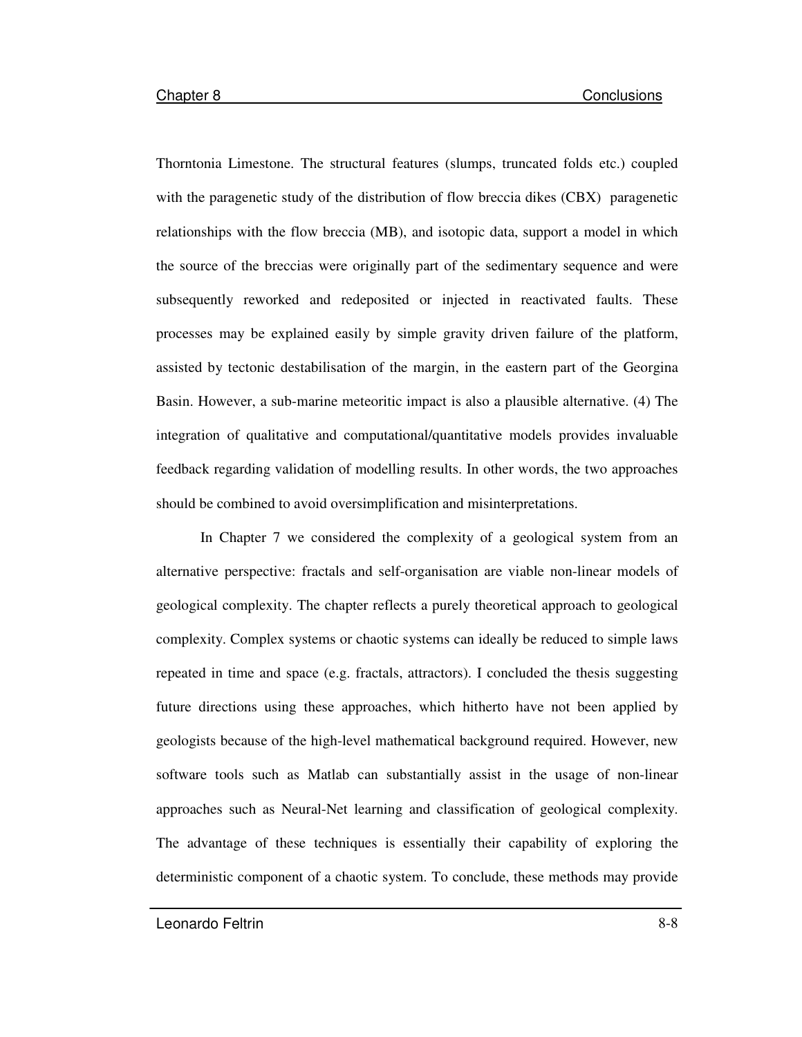Thorntonia Limestone. The structural features (slumps, truncated folds etc.) coupled with the paragenetic study of the distribution of flow breccia dikes (CBX)  paragenetic relationships with the flow breccia (MB), and isotopic data, support a model in which the source of the breccias were originally part of the sedimentary sequence and were subsequently reworked and redeposited or injected in reactivated faults. These processes may be explained easily by simple gravity driven failure of the platform, assisted by tectonic destabilisation of the margin, in the eastern part of the Georgina Basin. However, a sub-marine meteoritic impact is also a plausible alternative. (4) The integration of qualitative and computational/quantitative models provides invaluable feedback regarding validation of modelling results. In other words, the two approaches should be combined to avoid oversimplification and misinterpretations.

In Chapter 7 we considered the complexity of a geological system from an alternative perspective: fractals and self-organisation are viable non-linear models of geological complexity. The chapter reflects a purely theoretical approach to geological complexity. Complex systems or chaotic systems can ideally be reduced to simple laws repeated in time and space (e.g. fractals, attractors). I concluded the thesis suggesting future directions using these approaches, which hitherto have not been applied by geologists because of the high-level mathematical background required. However, new software tools such as Matlab can substantially assist in the usage of non-linear approaches such as Neural-Net learning and classification of geological complexity. The advantage of these techniques is essentially their capability of exploring the deterministic component of a chaotic system. To conclude, these methods may provide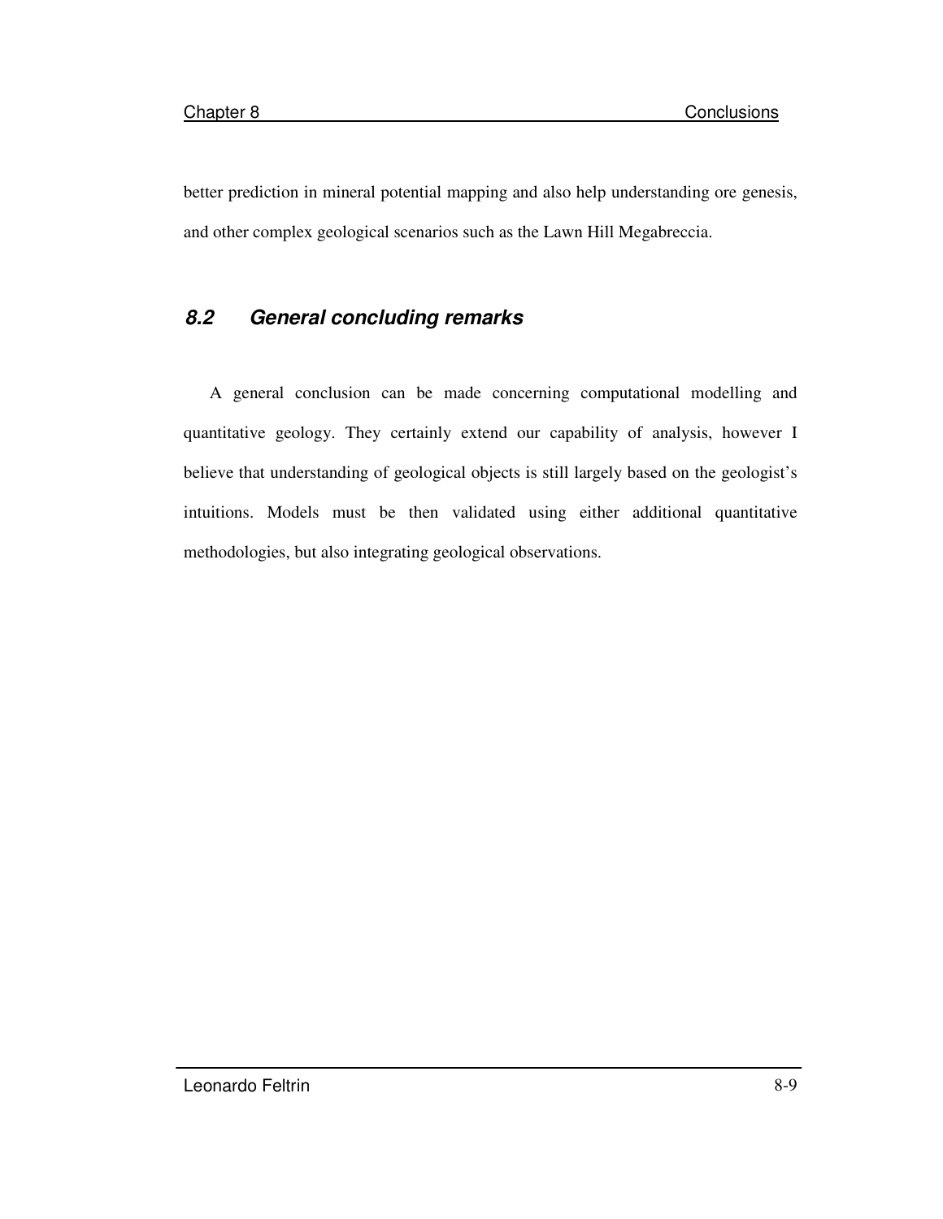better prediction in mineral potential mapping and also help understanding ore genesis, and other complex geological scenarios such as the Lawn Hill Megabreccia.

## *8.2 General concluding remarks*

A general conclusion can be made concerning computational modelling and quantitative geology. They certainly extend our capability of analysis, however I believe that understanding of geological objects is still largely based on the geologist's intuitions. Models must be then validated using either additional quantitative methodologies, but also integrating geological observations.